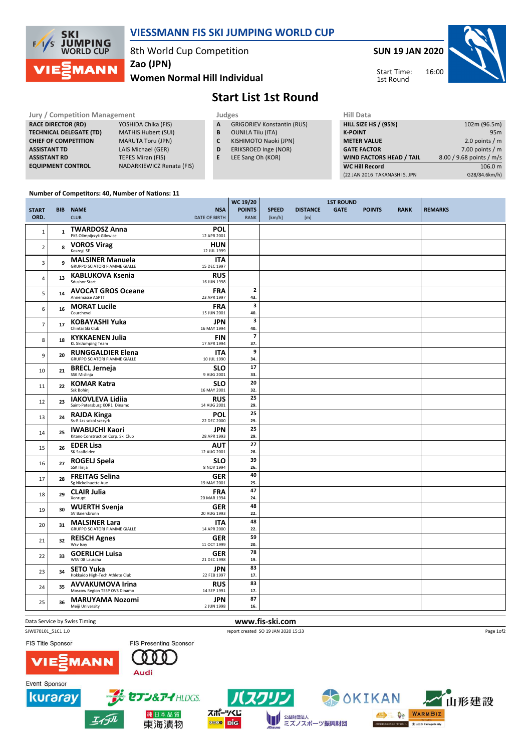# VIESSMANN FIS SKI JUMPING WORLD CUP

8th World Cup Competition
Zao (JPN)
**Women Normal Hill Individual**

**SUN 19 JAN 2020**

Start Time: 16:00
1st Round

## Start List 1st Round

| Jury / Competition Management | |
|---|---|
| RACE DIRECTOR (RD) | YOSHIDA Chika (FIS) |
| TECHNICAL DELEGATE (TD) | MATHIS Hubert (SUI) |
| CHIEF OF COMPETITION | MARUTA Toru (JPN) |
| ASSISTANT TD | LAIS Michael (GER) |
| ASSISTANT RD | TEPES Miran (FIS) |
| EQUIPMENT CONTROL | NADARKIEWICZ Renata (FIS) |

| Judges | |
|---|---|
| A | GRIGORIEV Konstantin (RUS) |
| B | OUNILA Tiiu (ITA) |
| C | KISHIMOTO Naoki (JPN) |
| D | ERIKSROED Inge (NOR) |
| E | LEE Sang Oh (KOR) |

| Hill Data | |
|---|---|
| HILL SIZE HS / (95%) | 102m (96.5m) |
| K-POINT | 95m |
| METER VALUE | 2.0 points / m |
| GATE FACTOR | 7.00 points / m |
| WIND FACTORS HEAD / TAIL | 8.00 / 9.68 points / m/s |
| WC Hill Record | 106.0 m |
| (22 JAN 2016 TAKANASHI S. JPN | G28/84.6km/h) |

Number of Competitors: 40, Number of Nations: 11

| START ORD. | BIB | NAME / CLUB | NSA / DATE OF BIRTH | WC 19/20 POINTS / RANK | SPEED [km/h] | DISTANCE [m] | GATE | POINTS | RANK | REMARKS |
|---|---|---|---|---|---|---|---|---|---|---|
| 1 | 1 | **TWARDOSZ Anna** PKS Olimpijczyk Gilowice | POL 12 APR 2001 | | | | | | | |
| 2 | 8 | **VOROS Virag** Koszegi SE | HUN 12 JUL 1999 | | | | | | | |
| 3 | 9 | **MALSINER Manuela** GRUPPO SCIATORI FIAMME GIALLE | ITA 15 DEC 1997 | | | | | | | |
| 4 | 13 | **KABLUKOVA Ksenia** Sdushor Start | RUS 16 JUN 1998 | | | | | | | |
| 5 | 14 | **AVOCAT GROS Oceane** Annemasse ASPTT | FRA 23 APR 1997 | 2 / 43. | | | | | | |
| 6 | 16 | **MORAT Lucile** Courchevel | FRA 15 JUN 2001 | 3 / 40. | | | | | | |
| 7 | 17 | **KOBAYASHI Yuka** Chintai Ski Club | JPN 16 MAY 1994 | 3 / 40. | | | | | | |
| 8 | 18 | **KYKKAENEN Julia** KL SkiJumping Team | FIN 17 APR 1994 | 7 / 37. | | | | | | |
| 9 | 20 | **RUNGGALDIER Elena** GRUPPO SCIATORI FIAMME GIALLE | ITA 10 JUL 1990 | 9 / 34. | | | | | | |
| 10 | 21 | **BRECL Jerneja** SSK Mislinja | SLO 9 AUG 2001 | 17 / 33. | | | | | | |
| 11 | 22 | **KOMAR Katra** Ssk Bohinj | SLO 16 MAY 2001 | 20 / 32. | | | | | | |
| 12 | 23 | **IAKOVLEVA Lidiia** Saint-Petersburg KOR1 Dinamo | RUS 14 AUG 2001 | 25 / 29. | | | | | | |
| 13 | 24 | **RAJDA Kinga** Ss-R Lzs sokol szczyrk | POL 22 DEC 2000 | 25 / 29. | | | | | | |
| 14 | 25 | **IWABUCHI Kaori** Kitano Construction Corp. Ski Club | JPN 28 APR 1993 | 25 / 29. | | | | | | |
| 15 | 26 | **EDER Lisa** SK Saalfelden | AUT 12 AUG 2001 | 27 / 28. | | | | | | |
| 16 | 27 | **ROGELJ Spela** SSK Ilirija | SLO 8 NOV 1994 | 39 / 26. | | | | | | |
| 17 | 28 | **FREITAG Selina** Sg Nickelhuette Aue | GER 19 MAY 2001 | 40 / 25. | | | | | | |
| 18 | 29 | **CLAIR Julia** Xonrupt | FRA 20 MAR 1994 | 47 / 24. | | | | | | |
| 19 | 30 | **WUERTH Svenja** SV Baiersbronn | GER 20 AUG 1993 | 48 / 22. | | | | | | |
| 20 | 31 | **MALSINER Lara** GRUPPO SCIATORI FIAMME GIALLE | ITA 14 APR 2000 | 48 / 22. | | | | | | |
| 21 | 32 | **REISCH Agnes** Wsv Isny | GER 11 OCT 1999 | 59 / 20. | | | | | | |
| 22 | 33 | **GOERLICH Luisa** WSV 08 Lauscha | GER 21 DEC 1998 | 78 / 19. | | | | | | |
| 23 | 34 | **SETO Yuka** Hokkaido High-Tech Athlete Club | JPN 22 FEB 1997 | 83 / 17. | | | | | | |
| 24 | 35 | **AVVAKUMOVA Irina** Moscow Region TSSP OVS Dinamo | RUS 14 SEP 1991 | 83 / 17. | | | | | | |
| 25 | 36 | **MARUYAMA Nozomi** Meiji University | JPN 2 JUN 1998 | 87 / 16. | | | | | | |

Data Service by Swiss Timing — www.fis-ski.com

SJW070101_51C1 1.0 — report created SO 19 JAN 2020 15:33

FIS Title Sponsor: VIESSMANN — FIS Presenting Sponsor: Audi

Event Sponsor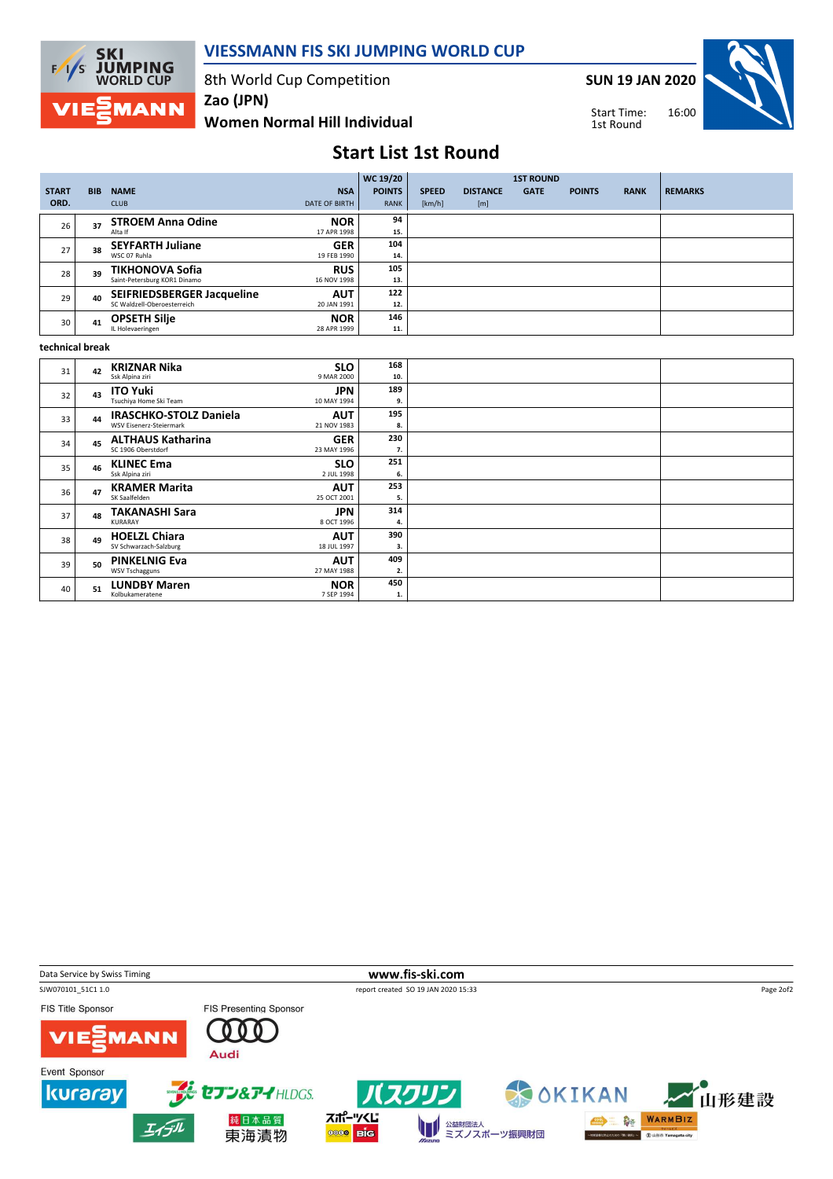# VIESSMANN FIS SKI JUMPING WORLD CUP

8th World Cup Competition
Zao (JPN)
Women Normal Hill Individual

SUN 19 JAN 2020

Start Time: 16:00
1st Round

## Start List 1st Round

| START ORD. | BIB | NAME / CLUB | NSA / DATE OF BIRTH | WC 19/20 POINTS / RANK | SPEED [km/h] | DISTANCE [m] | GATE | POINTS | RANK | REMARKS |
|---|---|---|---|---|---|---|---|---|---|---|
| 26 | 37 | **STROEM Anna Odine** Alta If | **NOR** 17 APR 1998 | 94 / 15. | | | | | | |
| 27 | 38 | **SEYFARTH Juliane** WSC 07 Ruhla | **GER** 19 FEB 1990 | 104 / 14. | | | | | | |
| 28 | 39 | **TIKHONOVA Sofia** Saint-Petersburg KOR1 Dinamo | **RUS** 16 NOV 1998 | 105 / 13. | | | | | | |
| 29 | 40 | **SEIFRIEDSBERGER Jacqueline** SC Waldzell-Oberoesterreich | **AUT** 20 JAN 1991 | 122 / 12. | | | | | | |
| 30 | 41 | **OPSETH Silje** IL Holevaeringen | **NOR** 28 APR 1999 | 146 / 11. | | | | | | |
| technical break | | | | | | | | | | |
| 31 | 42 | **KRIZNAR Nika** Ssk Alpina ziri | **SLO** 9 MAR 2000 | 168 / 10. | | | | | | |
| 32 | 43 | **ITO Yuki** Tsuchiya Home Ski Team | **JPN** 10 MAY 1994 | 189 / 9. | | | | | | |
| 33 | 44 | **IRASCHKO-STOLZ Daniela** WSV Eisenerz-Steiermark | **AUT** 21 NOV 1983 | 195 / 8. | | | | | | |
| 34 | 45 | **ALTHAUS Katharina** SC 1906 Oberstdorf | **GER** 23 MAY 1996 | 230 / 7. | | | | | | |
| 35 | 46 | **KLINEC Ema** Ssk Alpina ziri | **SLO** 2 JUL 1998 | 251 / 6. | | | | | | |
| 36 | 47 | **KRAMER Marita** SK Saalfelden | **AUT** 25 OCT 2001 | 253 / 5. | | | | | | |
| 37 | 48 | **TAKANASHI Sara** KURARAY | **JPN** 8 OCT 1996 | 314 / 4. | | | | | | |
| 38 | 49 | **HOELZL Chiara** SV Schwarzach-Salzburg | **AUT** 18 JUL 1997 | 390 / 3. | | | | | | |
| 39 | 50 | **PINKELNIG Eva** WSV Tschagguns | **AUT** 27 MAY 1988 | 409 / 2. | | | | | | |
| 40 | 51 | **LUNDBY Maren** Kolbukameratene | **NOR** 7 SEP 1994 | 450 / 1. | | | | | | |

Data Service by Swiss Timing
www.fis-ski.com
SJW070101_51C1 1.0
report created SO 19 JAN 2020 15:33

FIS Title Sponsor: VIESSMANN
FIS Presenting Sponsor: Audi
Event Sponsor: kuraray, セブン&アイHLDGS., バスクリン, OKIKAN, 山形建設, エイブル, 純日本品質 東海漬物, スポーツくじ BIG, 公益財団法人 ミズノスポーツ振興財団, WARMBIZ